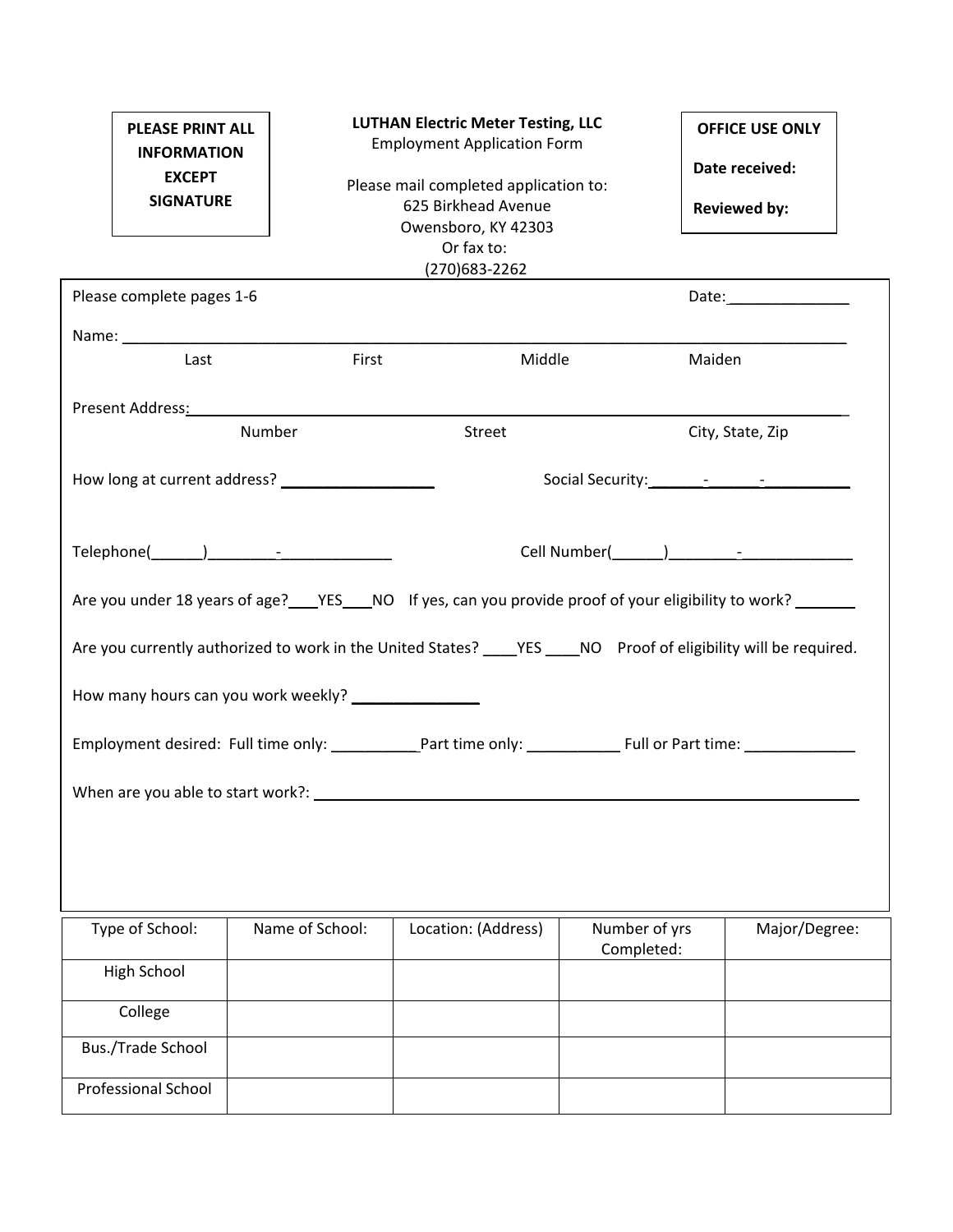**PLEASE PRINT ALL INFORMATION EXCEPT SIGNATURE**

**LUTHAN Electric Meter Testing, LLC**
Employment Application Form

Please mail completed application to:
625 Birkhead Avenue
Owensboro, KY 42303
Or fax to:
(270)683-2262

**OFFICE USE ONLY**

**Date received:**

**Reviewed by:**

Please complete pages 1-6 Date:______________

Name: ______________________________________________________________________________

Last First Middle Maiden

Present Address: _______________________________________________________________________

Number Street City, State, Zip

How long at current address? __________________ Social Security:______-______-__________

Telephone(______)________-_____________ Cell Number(______)________-_____________

Are you under 18 years of age?___YES___NO If yes, can you provide proof of your eligibility to work? _______

Are you currently authorized to work in the United States? ____YES ____NO Proof of eligibility will be required.

How many hours can you work weekly? _______________

Employment desired: Full time only: __________Part time only: ___________ Full or Part time: _____________

When are you able to start work?: ______________________________________________________________

| Type of School: | Name of School: | Location: (Address) | Number of yrs Completed: | Major/Degree: |
| --- | --- | --- | --- | --- |
| High School | | | | |
| College | | | | |
| Bus./Trade School | | | | |
| Professional School | | | | |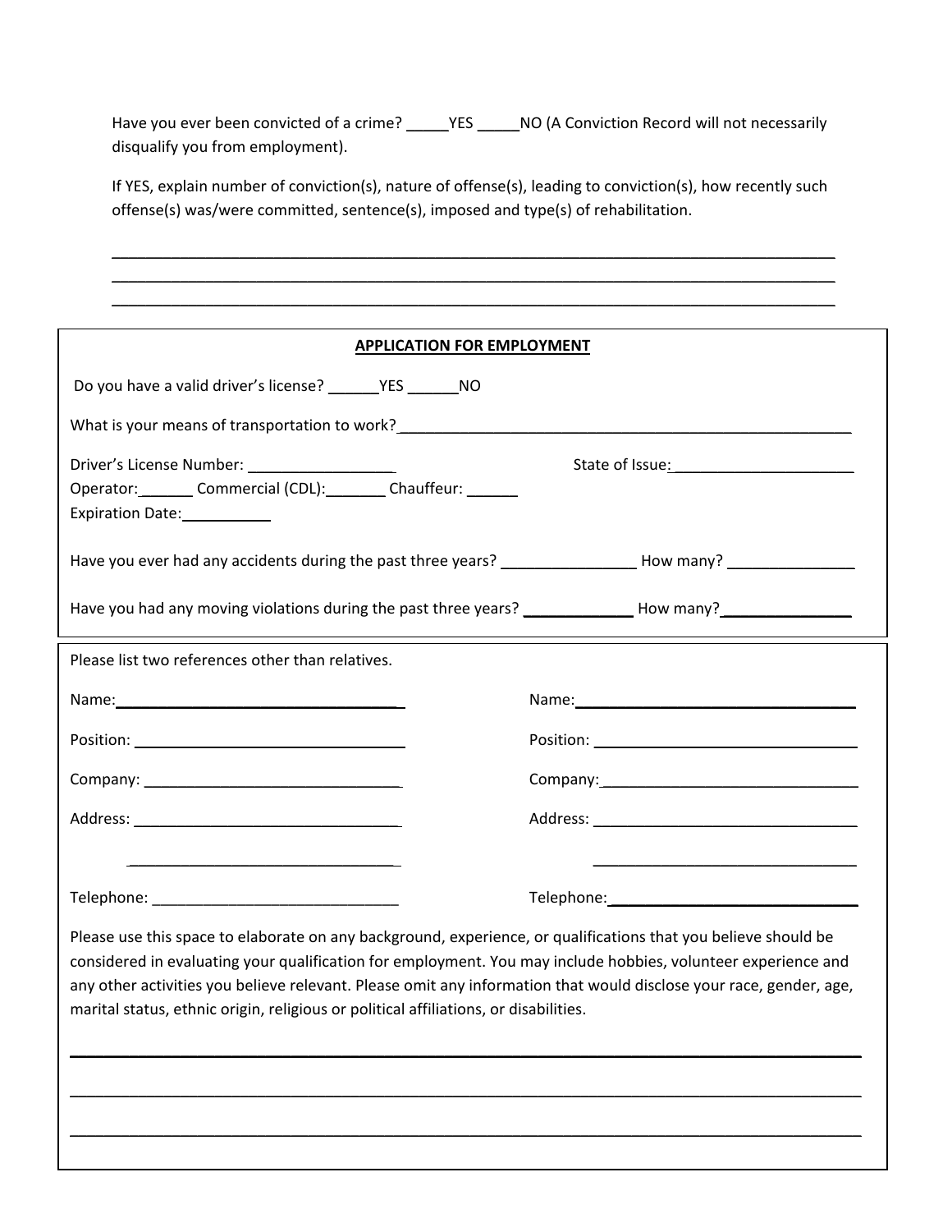Have you ever been convicted of a crime? _____YES _____NO (A Conviction Record will not necessarily disqualify you from employment).

If YES, explain number of conviction(s), nature of offense(s), leading to conviction(s), how recently such offense(s) was/were committed, sentence(s), imposed and type(s) of rehabilitation.

_______________________________________________________________________________________
_______________________________________________________________________________________
_______________________________________________________________________________________

## APPLICATION FOR EMPLOYMENT

Do you have a valid driver's license? ______YES ______NO

What is your means of transportation to work?_______________________________________________________

Driver's License Number: _________________ State of Issue:_____________________

Operator:______ Commercial (CDL):_______ Chauffeur: ______

Expiration Date:___________

Have you ever had any accidents during the past three years? ________________ How many? _______________

Have you had any moving violations during the past three years? _____________ How many?_______________

Please list two references other than relatives.

Name:___________________________________ Name:___________________________________

Position: ________________________________ Position: ________________________________

Company: _______________________________ Company:_______________________________

Address: ________________________________ Address: ________________________________

________________________________ ________________________________

Telephone: ______________________________ Telephone:______________________________

Please use this space to elaborate on any background, experience, or qualifications that you believe should be considered in evaluating your qualification for employment. You may include hobbies, volunteer experience and any other activities you believe relevant. Please omit any information that would disclose your race, gender, age, marital status, ethnic origin, religious or political affiliations, or disabilities.

_______________________________________________________________________________________
_______________________________________________________________________________________
_______________________________________________________________________________________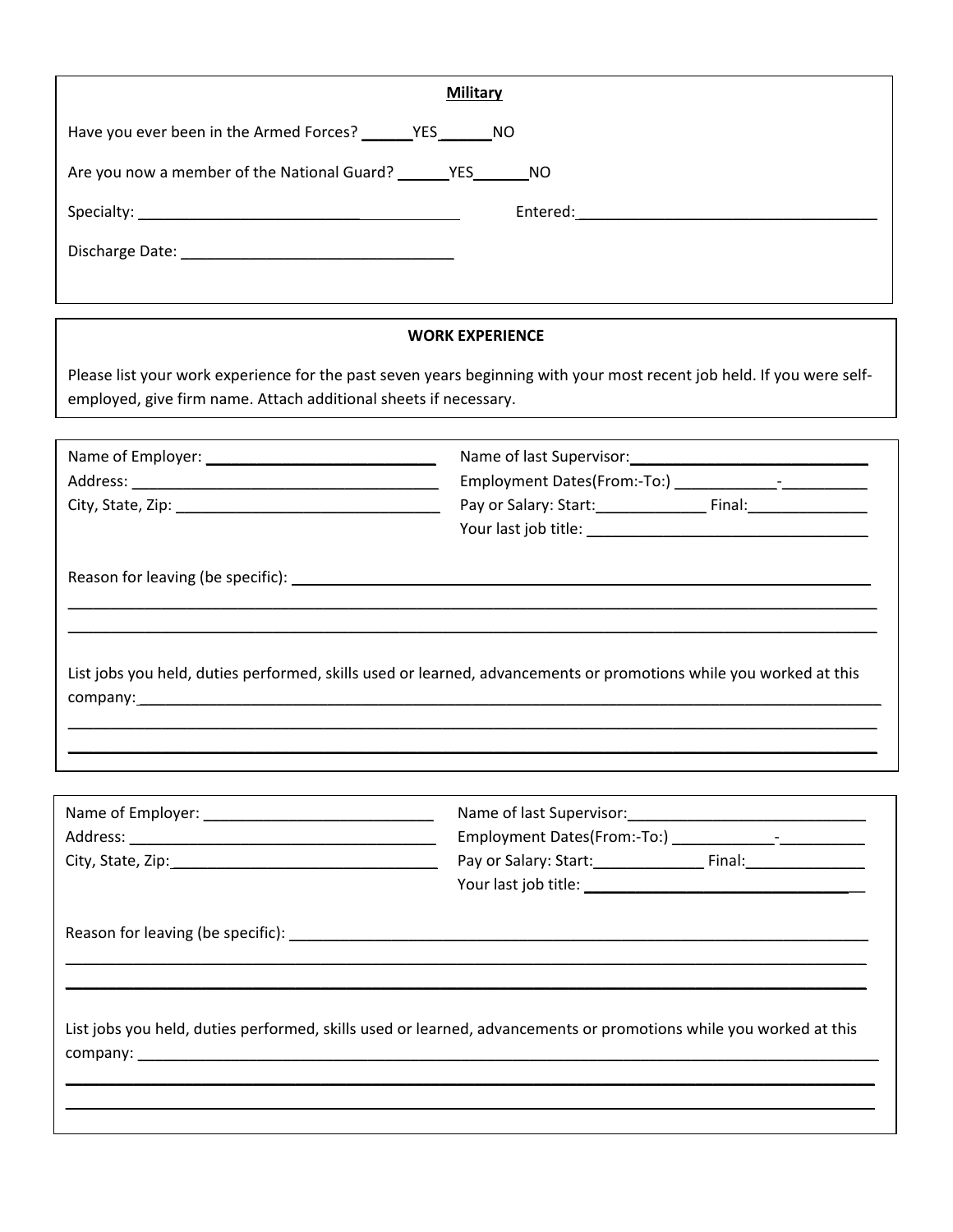## Military

Have you ever been in the Armed Forces? ______YES______NO

Are you now a member of the National Guard? ______YES______NO

Specialty: ______________________________ Entered: ______________________________

Discharge Date: ______________________________

## WORK EXPERIENCE

Please list your work experience for the past seven years beginning with your most recent job held. If you were self-employed, give firm name. Attach additional sheets if necessary.

---

Name of Employer: ______________________________

Address: ______________________________

City, State, Zip: ______________________________

Name of last Supervisor: ______________________________

Employment Dates(From:-To:) ____________-__________

Pay or Salary: Start:_____________ Final:______________

Your last job title: ______________________________

Reason for leaving (be specific): ______________________________

______________________________________________________________________

______________________________________________________________________

List jobs you held, duties performed, skills used or learned, advancements or promotions while you worked at this company: ______________________________

______________________________________________________________________

______________________________________________________________________

---

Name of Employer: ______________________________

Address: ______________________________

City, State, Zip: ______________________________

Name of last Supervisor: ______________________________

Employment Dates(From:-To:) ____________-__________

Pay or Salary: Start:_____________ Final:______________

Your last job title: ______________________________

Reason for leaving (be specific): ______________________________

______________________________________________________________________

______________________________________________________________________

List jobs you held, duties performed, skills used or learned, advancements or promotions while you worked at this company: ______________________________

______________________________________________________________________

______________________________________________________________________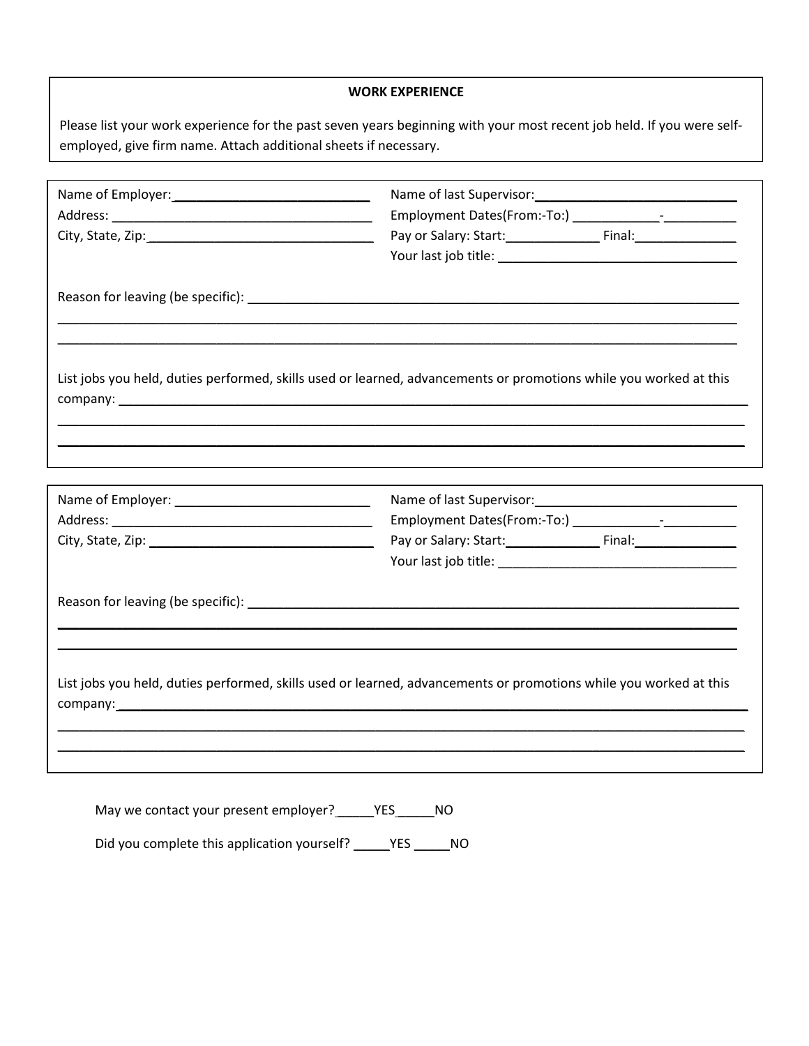## WORK EXPERIENCE

Please list your work experience for the past seven years beginning with your most recent job held. If you were self-employed, give firm name. Attach additional sheets if necessary.

Name of Employer: ___________________________

Address: ___________________________________

City, State, Zip: ______________________________

Name of last Supervisor: ___________________________

Employment Dates(From:-To:) ____________-__________

Pay or Salary: Start: _____________ Final: ______________

Your last job title: _________________________________

Reason for leaving (be specific): ______________________________________________________________________

_____________________________________________________________________________________________

_____________________________________________________________________________________________

List jobs you held, duties performed, skills used or learned, advancements or promotions while you worked at this company: _____________________________________________________________________________________

_____________________________________________________________________________________________

_____________________________________________________________________________________________

Name of Employer: ___________________________

Address: ___________________________________

City, State, Zip: ______________________________

Name of last Supervisor: ___________________________

Employment Dates(From:-To:) ____________-__________

Pay or Salary: Start: _____________ Final: ______________

Your last job title: _________________________________

Reason for leaving (be specific): ______________________________________________________________________

_____________________________________________________________________________________________

_____________________________________________________________________________________________

List jobs you held, duties performed, skills used or learned, advancements or promotions while you worked at this company: _____________________________________________________________________________________

_____________________________________________________________________________________________

_____________________________________________________________________________________________

May we contact your present employer? _____YES _____NO

Did you complete this application yourself? _____YES _____NO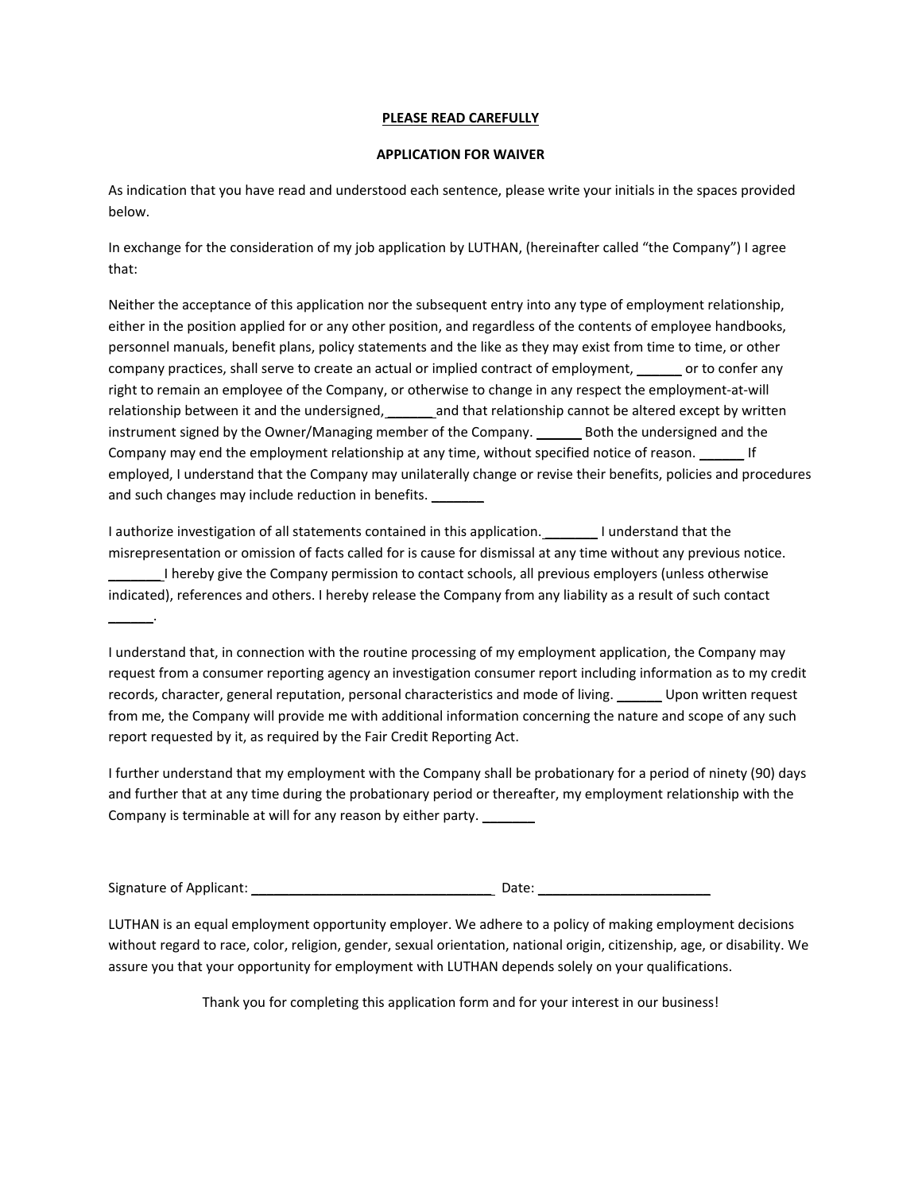**PLEASE READ CAREFULLY**

**APPLICATION FOR WAIVER**

As indication that you have read and understood each sentence, please write your initials in the spaces provided below.

In exchange for the consideration of my job application by LUTHAN, (hereinafter called "the Company") I agree that:

Neither the acceptance of this application nor the subsequent entry into any type of employment relationship, either in the position applied for or any other position, and regardless of the contents of employee handbooks, personnel manuals, benefit plans, policy statements and the like as they may exist from time to time, or other company practices, shall serve to create an actual or implied contract of employment, ______ or to confer any right to remain an employee of the Company, or otherwise to change in any respect the employment-at-will relationship between it and the undersigned, ______ and that relationship cannot be altered except by written instrument signed by the Owner/Managing member of the Company. ______ Both the undersigned and the Company may end the employment relationship at any time, without specified notice of reason. ______ If employed, I understand that the Company may unilaterally change or revise their benefits, policies and procedures and such changes may include reduction in benefits. _______

I authorize investigation of all statements contained in this application. _______ I understand that the misrepresentation or omission of facts called for is cause for dismissal at any time without any previous notice. _______ I hereby give the Company permission to contact schools, all previous employers (unless otherwise indicated), references and others. I hereby release the Company from any liability as a result of such contact ______.

I understand that, in connection with the routine processing of my employment application, the Company may request from a consumer reporting agency an investigation consumer report including information as to my credit records, character, general reputation, personal characteristics and mode of living. ______ Upon written request from me, the Company will provide me with additional information concerning the nature and scope of any such report requested by it, as required by the Fair Credit Reporting Act.

I further understand that my employment with the Company shall be probationary for a period of ninety (90) days and further that at any time during the probationary period or thereafter, my employment relationship with the Company is terminable at will for any reason by either party. _______

Signature of Applicant: ________________________________ Date: ________________________

LUTHAN is an equal employment opportunity employer. We adhere to a policy of making employment decisions without regard to race, color, religion, gender, sexual orientation, national origin, citizenship, age, or disability. We assure you that your opportunity for employment with LUTHAN depends solely on your qualifications.

Thank you for completing this application form and for your interest in our business!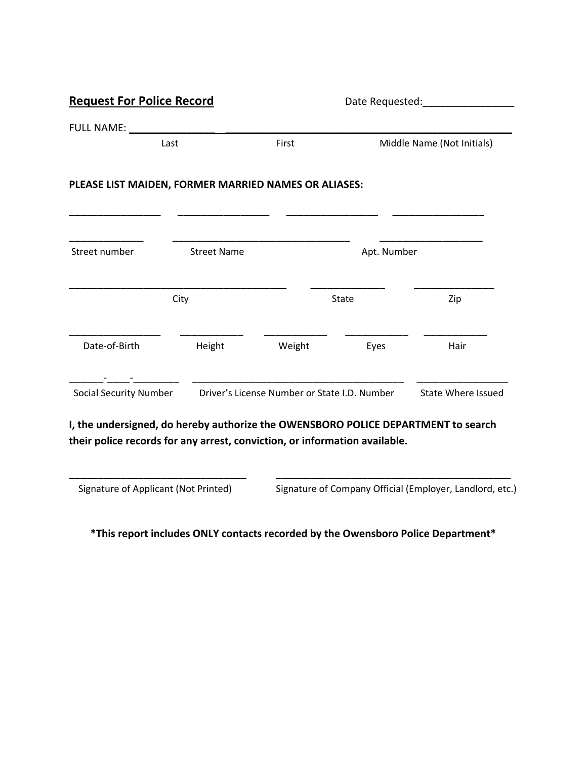**Request For Police Record** Date Requested:________________

FULL NAME: ________________________________________________________________

Last First Middle Name (Not Initials)

**PLEASE LIST MAIDEN, FORMER MARRIED NAMES OR ALIASES:**

_________________ _________________ _________________ _________________

______________ _________________________________ ___________________

Street number Street Name Apt. Number

________________________________________ ______________ _______________

City State Zip

_________________ ____________ ____________ ____________ ____________

Date-of-Birth Height Weight Eyes Hair

______-_____-________ ________________________________________ _________________

Social Security Number Driver's License Number or State I.D. Number State Where Issued

**I, the undersigned, do hereby authorize the OWENSBORO POLICE DEPARTMENT to search their police records for any arrest, conviction, or information available.**

_________________________________ ____________________________________________

Signature of Applicant (Not Printed) Signature of Company Official (Employer, Landlord, etc.)

**\*This report includes ONLY contacts recorded by the Owensboro Police Department\***